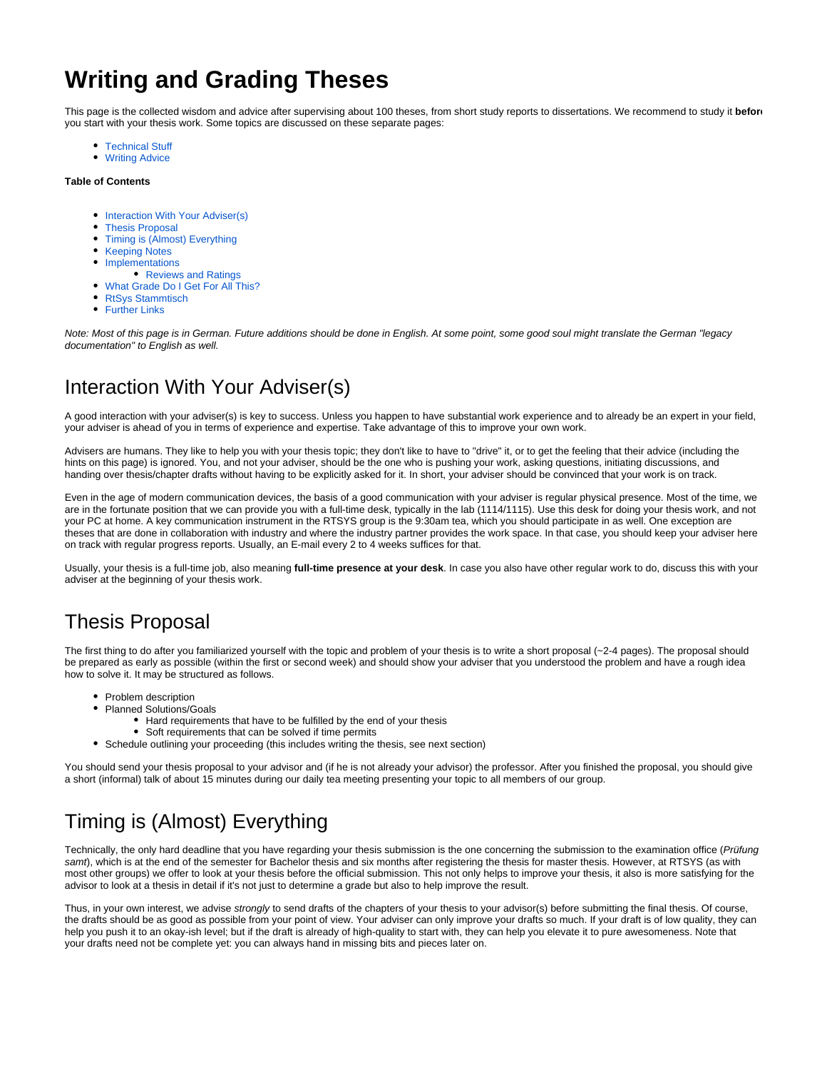# Writing and Grading Theses

This page is the collected wisdom and advice after supervising about 100 theses, from short study reports to dissertations. We recommend to study it **before** you start with your thesis work. Some topics are discussed on these separate pages:

- Technical Stuff
- Writing Advice

**Table of Contents**

- Interaction With Your Adviser(s)
- Thesis Proposal
- Timing is (Almost) Everything
- Keeping Notes
- Implementations
  - Reviews and Ratings
- What Grade Do I Get For All This?
- RtSys Stammtisch
- Further Links

*Note: Most of this page is in German. Future additions should be done in English. At some point, some good soul might translate the German "legacy documentation" to English as well.*

## Interaction With Your Adviser(s)

A good interaction with your adviser(s) is key to success. Unless you happen to have substantial work experience and to already be an expert in your field, your adviser is ahead of you in terms of experience and expertise. Take advantage of this to improve your own work.

Advisers are humans. They like to help you with your thesis topic; they don't like to have to "drive" it, or to get the feeling that their advice (including the hints on this page) is ignored. You, and not your adviser, should be the one who is pushing your work, asking questions, initiating discussions, and handing over thesis/chapter drafts without having to be explicitly asked for it. In short, your adviser should be convinced that your work is on track.

Even in the age of modern communication devices, the basis of a good communication with your adviser is regular physical presence. Most of the time, we are in the fortunate position that we can provide you with a full-time desk, typically in the lab (1114/1115). Use this desk for doing your thesis work, and not your PC at home. A key communication instrument in the RTSYS group is the 9:30am tea, which you should participate in as well. One exception are theses that are done in collaboration with industry and where the industry partner provides the work space. In that case, you should keep your adviser here on track with regular progress reports. Usually, an E-mail every 2 to 4 weeks suffices for that.

Usually, your thesis is a full-time job, also meaning **full-time presence at your desk**. In case you also have other regular work to do, discuss this with your adviser at the beginning of your thesis work.

## Thesis Proposal

The first thing to do after you familiarized yourself with the topic and problem of your thesis is to write a short proposal (~2-4 pages). The proposal should be prepared as early as possible (within the first or second week) and should show your adviser that you understood the problem and have a rough idea how to solve it. It may be structured as follows.

- Problem description
- Planned Solutions/Goals
  - Hard requirements that have to be fulfilled by the end of your thesis
  - Soft requirements that can be solved if time permits
- Schedule outlining your proceeding (this includes writing the thesis, see next section)

You should send your thesis proposal to your advisor and (if he is not already your advisor) the professor. After you finished the proposal, you should give a short (informal) talk of about 15 minutes during our daily tea meeting presenting your topic to all members of our group.

## Timing is (Almost) Everything

Technically, the only hard deadline that you have regarding your thesis submission is the one concerning the submission to the examination office (*Prüfung samt*), which is at the end of the semester for Bachelor thesis and six months after registering the thesis for master thesis. However, at RTSYS (as with most other groups) we offer to look at your thesis before the official submission. This not only helps to improve your thesis, it also is more satisfying for the advisor to look at a thesis in detail if it's not just to determine a grade but also to help improve the result.

Thus, in your own interest, we advise *strongly* to send drafts of the chapters of your thesis to your advisor(s) before submitting the final thesis. Of course, the drafts should be as good as possible from your point of view. Your adviser can only improve your drafts so much. If your draft is of low quality, they can help you push it to an okay-ish level; but if the draft is already of high-quality to start with, they can help you elevate it to pure awesomeness. Note that your drafts need not be complete yet: you can always hand in missing bits and pieces later on.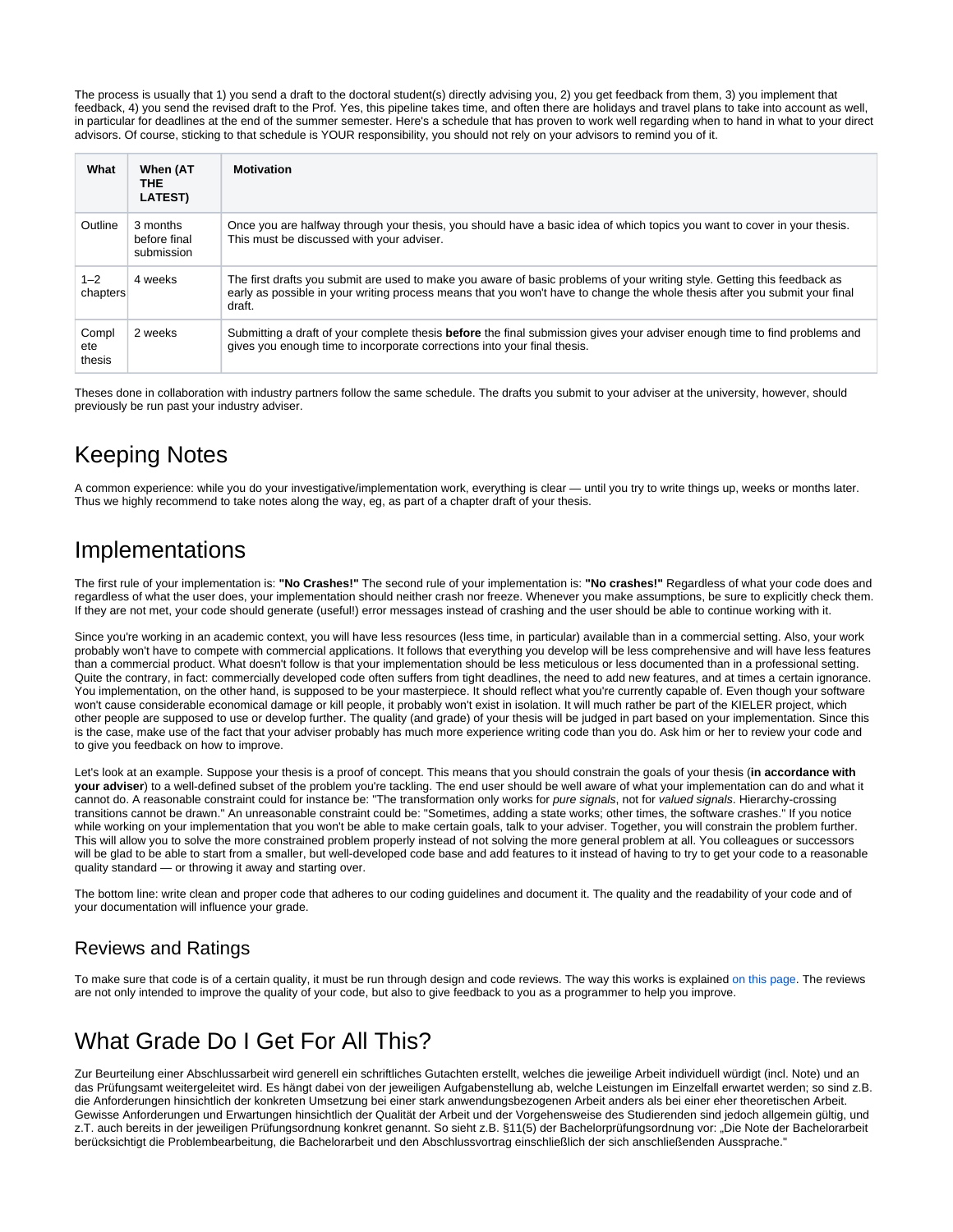The process is usually that 1) you send a draft to the doctoral student(s) directly advising you, 2) you get feedback from them, 3) you implement that feedback, 4) you send the revised draft to the Prof. Yes, this pipeline takes time, and often there are holidays and travel plans to take into account as well, in particular for deadlines at the end of the summer semester. Here's a schedule that has proven to work well regarding when to hand in what to your direct advisors. Of course, sticking to that schedule is YOUR responsibility, you should not rely on your advisors to remind you of it.

| What | When (AT THE LATEST) | Motivation |
|---|---|---|
| Outline | 3 months before final submission | Once you are halfway through your thesis, you should have a basic idea of which topics you want to cover in your thesis. This must be discussed with your adviser. |
| 1–2 chapters | 4 weeks | The first drafts you submit are used to make you aware of basic problems of your writing style. Getting this feedback as early as possible in your writing process means that you won't have to change the whole thesis after you submit your final draft. |
| Complete thesis | 2 weeks | Submitting a draft of your complete thesis **before** the final submission gives your adviser enough time to find problems and gives you enough time to incorporate corrections into your final thesis. |

Theses done in collaboration with industry partners follow the same schedule. The drafts you submit to your adviser at the university, however, should previously be run past your industry adviser.

# Keeping Notes

A common experience: while you do your investigative/implementation work, everything is clear — until you try to write things up, weeks or months later. Thus we highly recommend to take notes along the way, eg, as part of a chapter draft of your thesis.

# Implementations

The first rule of your implementation is: **"No Crashes!"** The second rule of your implementation is: **"No crashes!"** Regardless of what your code does and regardless of what the user does, your implementation should neither crash nor freeze. Whenever you make assumptions, be sure to explicitly check them. If they are not met, your code should generate (useful!) error messages instead of crashing and the user should be able to continue working with it.

Since you're working in an academic context, you will have less resources (less time, in particular) available than in a commercial setting. Also, your work probably won't have to compete with commercial applications. It follows that everything you develop will be less comprehensive and will have less features than a commercial product. What doesn't follow is that your implementation should be less meticulous or less documented than in a professional setting. Quite the contrary, in fact: commercially developed code often suffers from tight deadlines, the need to add new features, and at times a certain ignorance. You implementation, on the other hand, is supposed to be your masterpiece. It should reflect what you're currently capable of. Even though your software won't cause considerable economical damage or kill people, it probably won't exist in isolation. It will much rather be part of the KIELER project, which other people are supposed to use or develop further. The quality (and grade) of your thesis will be judged in part based on your implementation. Since this is the case, make use of the fact that your adviser probably has much more experience writing code than you do. Ask him or her to review your code and to give you feedback on how to improve.

Let's look at an example. Suppose your thesis is a proof of concept. This means that you should constrain the goals of your thesis (**in accordance with your adviser**) to a well-defined subset of the problem you're tackling. The end user should be well aware of what your implementation can do and what it cannot do. A reasonable constraint could for instance be: "The transformation only works for *pure signals*, not for *valued signals*. Hierarchy-crossing transitions cannot be drawn." An unreasonable constraint could be: "Sometimes, adding a state works; other times, the software crashes." If you notice while working on your implementation that you won't be able to make certain goals, talk to your adviser. Together, you will constrain the problem further. This will allow you to solve the more constrained problem properly instead of not solving the more general problem at all. You colleagues or successors will be glad to be able to start from a smaller, but well-developed code base and add features to it instead of having to try to get your code to a reasonable quality standard — or throwing it away and starting over.

The bottom line: write clean and proper code that adheres to our coding guidelines and document it. The quality and the readability of your code and of your documentation will influence your grade.

## Reviews and Ratings

To make sure that code is of a certain quality, it must be run through design and code reviews. The way this works is explained on this page. The reviews are not only intended to improve the quality of your code, but also to give feedback to you as a programmer to help you improve.

# What Grade Do I Get For All This?

Zur Beurteilung einer Abschlussarbeit wird generell ein schriftliches Gutachten erstellt, welches die jeweilige Arbeit individuell würdigt (incl. Note) und an das Prüfungsamt weitergeleitet wird. Es hängt dabei von der jeweiligen Aufgabenstellung ab, welche Leistungen im Einzelfall erwartet werden; so sind z.B. die Anforderungen hinsichtlich der konkreten Umsetzung bei einer stark anwendungsbezogenen Arbeit anders als bei einer eher theoretischen Arbeit. Gewisse Anforderungen und Erwartungen hinsichtlich der Qualität der Arbeit und der Vorgehensweise des Studierenden sind jedoch allgemein gültig, und z.T. auch bereits in der jeweiligen Prüfungsordnung konkret genannt. So sieht z.B. §11(5) der Bachelorprüfungsordnung vor: „Die Note der Bachelorarbeit berücksichtigt die Problembearbeitung, die Bachelorarbeit und den Abschlussvortrag einschließlich der sich anschließenden Aussprache."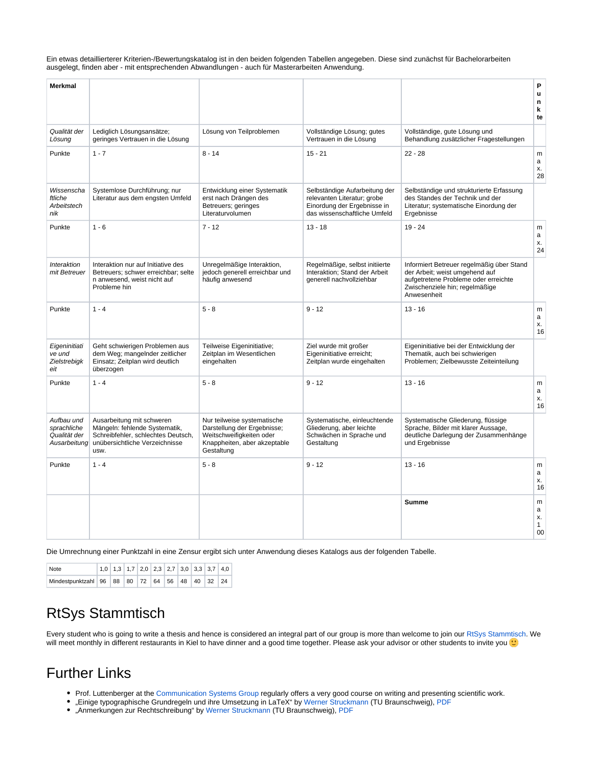Ein etwas detaillierterer Kriterien-/Bewertungskatalog ist in den beiden folgenden Tabellen angegeben. Diese sind zunächst für Bachelorarbeiten ausgelegt, finden aber - mit entsprechenden Abwandlungen - auch für Masterarbeiten Anwendung.

| **Merkmal** | | | | | **Punkte** |
|---|---|---|---|---|---|
| *Qualität der Lösung* | Lediglich Lösungsansätze; geringes Vertrauen in die Lösung | Lösung von Teilproblemen | Vollständige Lösung; gutes Vertrauen in die Lösung | Vollständige, gute Lösung und Behandlung zusätzlicher Fragestellungen | |
| Punkte | 1 - 7 | 8 - 14 | 15 - 21 | 22 - 28 | max. 28 |
| *Wissenschaftliche Arbeitstechnik* | Systemlose Durchführung; nur Literatur aus dem engsten Umfeld | Entwicklung einer Systematik erst nach Drängen des Betreuers; geringes Literaturvolumen | Selbständige Aufarbeitung der relevanten Literatur; grobe Einordung der Ergebnisse in das wissenschaftliche Umfeld | Selbständige und strukturierte Erfassung des Standes der Technik und der Literatur; systematische Einordung der Ergebnisse | |
| Punkte | 1 - 6 | 7 - 12 | 13 - 18 | 19 - 24 | max. 24 |
| *Interaktion mit Betreuer* | Interaktion nur auf Initiative des Betreuers; schwer erreichbar; selten anwesend, weist nicht auf Probleme hin | Unregelmäßige Interaktion, jedoch generell erreichbar und häufig anwesend | Regelmäßige, selbst initiierte Interaktion; Stand der Arbeit generell nachvollziehbar | Informiert Betreuer regelmäßig über Stand der Arbeit; weist umgehend auf aufgetretene Probleme oder erreichte Zwischenziele hin; regelmäßige Anwesenheit | |
| Punkte | 1 - 4 | 5 - 8 | 9 - 12 | 13 - 16 | max. 16 |
| *Eigeninitiative und Zielstrebigkeit* | Geht schwierigen Problemen aus dem Weg; mangelnder zeitlicher Einsatz; Zeitplan wird deutlich überzogen | Teilweise Eigeninitiative; Zeitplan im Wesentlichen eingehalten | Ziel wurde mit großer Eigeninitiative erreicht; Zeitplan wurde eingehalten | Eigeninitiative bei der Entwicklung der Thematik, auch bei schwierigen Problemen; Zielbewusste Zeiteinteilung | |
| Punkte | 1 - 4 | 5 - 8 | 9 - 12 | 13 - 16 | max. 16 |
| *Aufbau und sprachliche Qualität der Ausarbeitung* | Ausarbeitung mit schweren Mängeln: fehlende Systematik, Schreibfehler, schlechtes Deutsch, unübersichtliche Verzeichnisse usw. | Nur teilweise systematische Darstellung der Ergebnisse; Weitschweifigkeiten oder Knappheiten, aber akzeptable Gestaltung | Systematische, einleuchtende Gliederung, aber leichte Schwächen in Sprache und Gestaltung | Systematische Gliederung, flüssige Sprache, Bilder mit klarer Aussage, deutliche Darlegung der Zusammenhänge und Ergebnisse | |
| Punkte | 1 - 4 | 5 - 8 | 9 - 12 | 13 - 16 | max. 16 |
| | | | | **Summe** | max. 100 |

Die Umrechnung einer Punktzahl in eine Zensur ergibt sich unter Anwendung dieses Katalogs aus der folgenden Tabelle.

| Note | 1,0 | 1,3 | 1,7 | 2,0 | 2,3 | 2,7 | 3,0 | 3,3 | 3,7 | 4,0 |
|---|---|---|---|---|---|---|---|---|---|---|
| Mindestpunktzahl | 96 | 88 | 80 | 72 | 64 | 56 | 48 | 40 | 32 | 24 |

# RtSys Stammtisch

Every student who is going to write a thesis and hence is considered an integral part of our group is more than welcome to join our RtSys Stammtisch. We will meet monthly in different restaurants in Kiel to have dinner and a good time together. Please ask your advisor or other students to invite you 🙂

# Further Links

- Prof. Luttenberger at the Communication Systems Group regularly offers a very good course on writing and presenting scientific work.
- „Einige typographische Grundregeln und ihre Umsetzung in LaTeX" by Werner Struckmann (TU Braunschweig), PDF
- „Anmerkungen zur Rechtschreibung" by Werner Struckmann (TU Braunschweig), PDF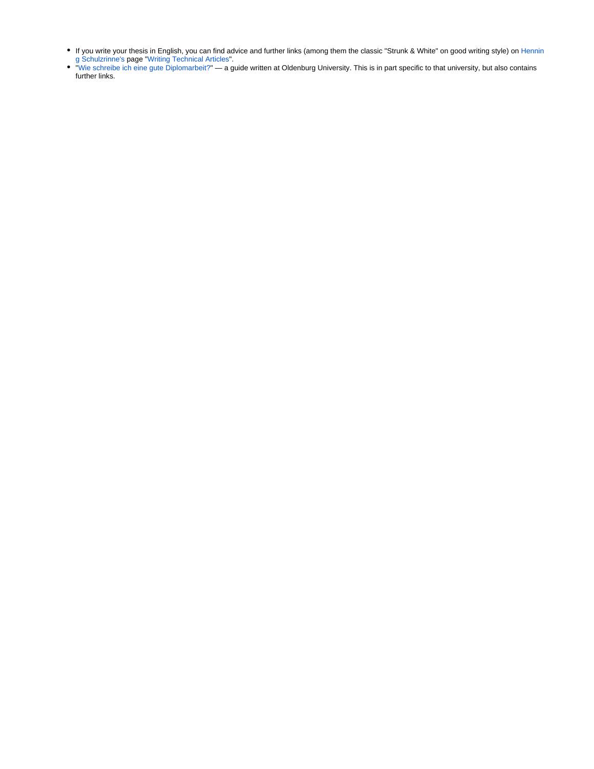- If you write your thesis in English, you can find advice and further links (among them the classic "Strunk & White" on good writing style) on Henning Schulzrinne's page "Writing Technical Articles".
- "Wie schreibe ich eine gute Diplomarbeit?" — a guide written at Oldenburg University. This is in part specific to that university, but also contains further links.